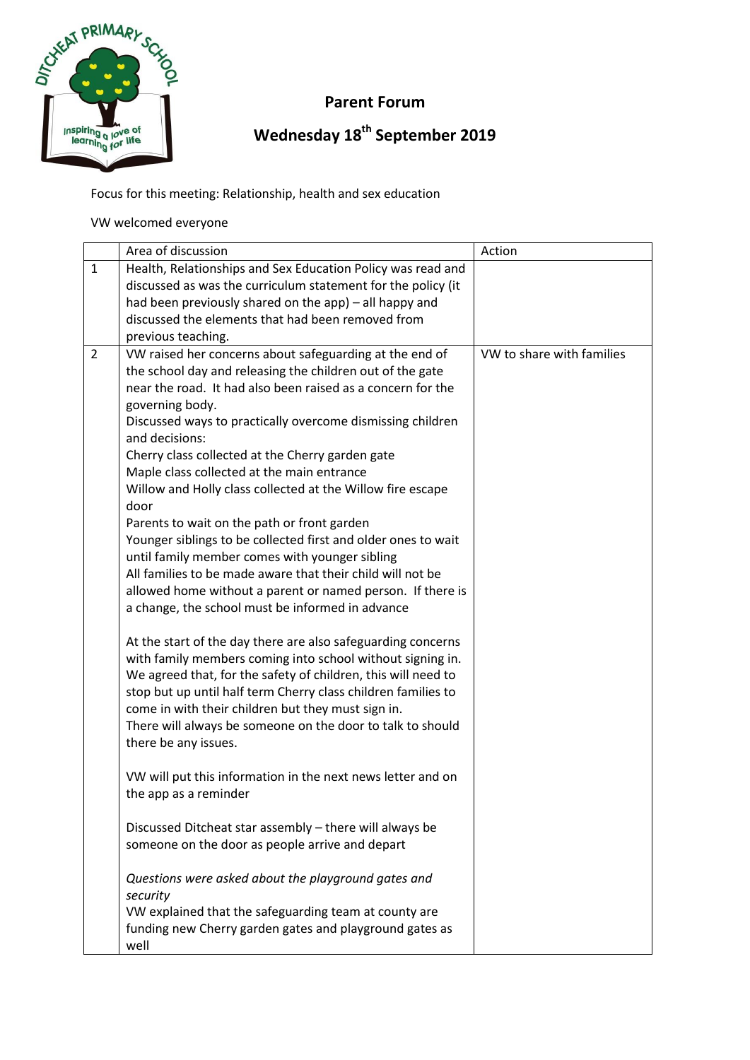## Parent Forum

## Wednesday 18th September 2019

Focus for this meeting: Relationship, health and sex education

VW welcomed everyone

| | Area of discussion | Action |
|---|---|---|
| 1 | Health, Relationships and Sex Education Policy was read and discussed as was the curriculum statement for the policy (it had been previously shared on the app) – all happy and discussed the elements that had been removed from previous teaching. | |
| 2 | VW raised her concerns about safeguarding at the end of the school day and releasing the children out of the gate near the road. It had also been raised as a concern for the governing body.<br>Discussed ways to practically overcome dismissing children and decisions:<br>Cherry class collected at the Cherry garden gate<br>Maple class collected at the main entrance<br>Willow and Holly class collected at the Willow fire escape door<br>Parents to wait on the path or front garden<br>Younger siblings to be collected first and older ones to wait until family member comes with younger sibling<br>All families to be made aware that their child will not be allowed home without a parent or named person. If there is a change, the school must be informed in advance<br><br>At the start of the day there are also safeguarding concerns with family members coming into school without signing in. We agreed that, for the safety of children, this will need to stop but up until half term Cherry class children families to come in with their children but they must sign in.<br>There will always be someone on the door to talk to should there be any issues.<br><br>VW will put this information in the next news letter and on the app as a reminder<br><br>Discussed Ditcheat star assembly – there will always be someone on the door as people arrive and depart<br><br>*Questions were asked about the playground gates and security*<br>VW explained that the safeguarding team at county are funding new Cherry garden gates and playground gates as well | VW to share with families |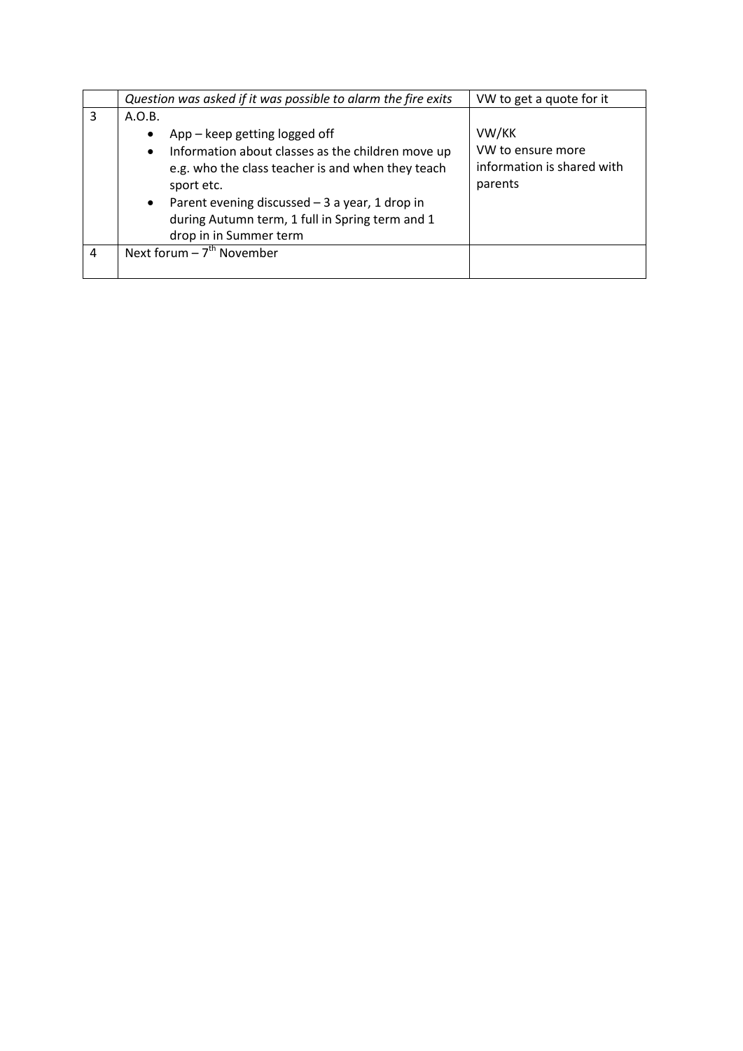| | | |
|---|---|---|
| | *Question was asked if it was possible to alarm the fire exits* | VW to get a quote for it |
| 3 | A.O.B.<br>• App – keep getting logged off<br>• Information about classes as the children move up e.g. who the class teacher is and when they teach sport etc.<br>• Parent evening discussed – 3 a year, 1 drop in during Autumn term, 1 full in Spring term and 1 drop in in Summer term | VW/KK<br>VW to ensure more information is shared with parents |
| 4 | Next forum – 7th November | |